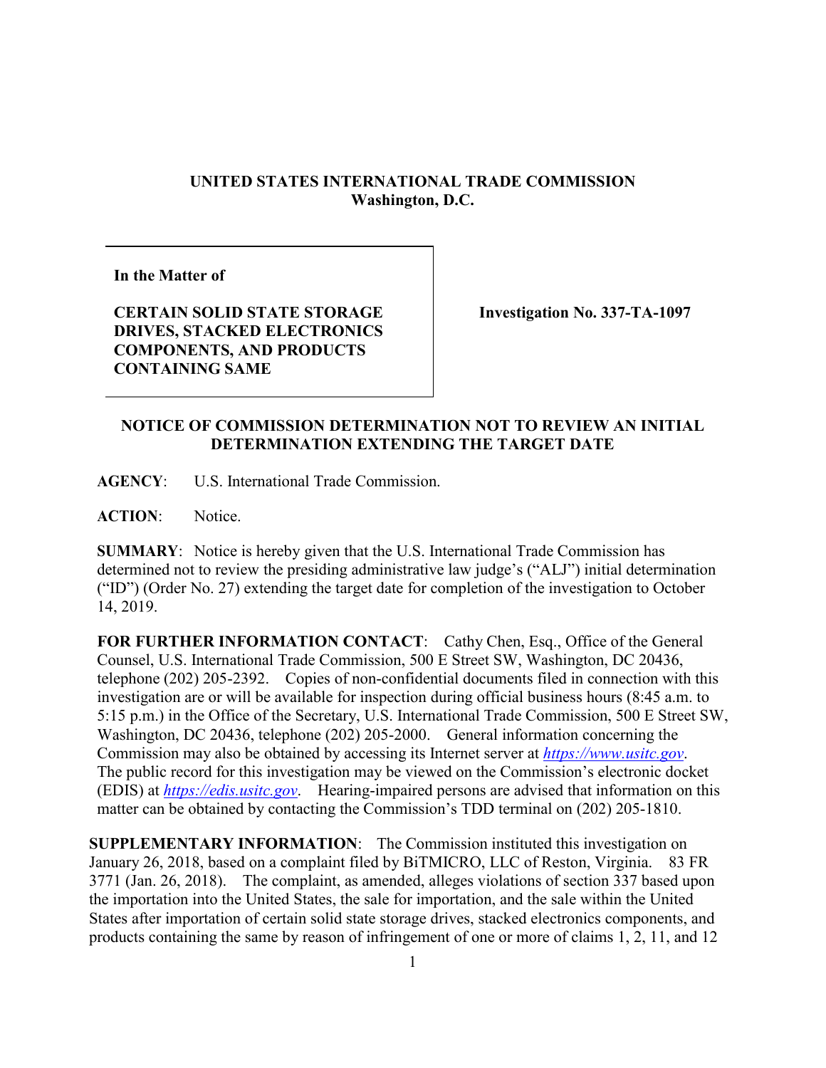**UNITED STATES INTERNATIONAL TRADE COMMISSION**
**Washington, D.C.**

| **In the Matter of** <br><br> **CERTAIN SOLID STATE STORAGE DRIVES, STACKED ELECTRONICS COMPONENTS, AND PRODUCTS CONTAINING SAME** | **Investigation No. 337-TA-1097** |
|---|---|

**NOTICE OF COMMISSION DETERMINATION NOT TO REVIEW AN INITIAL DETERMINATION EXTENDING THE TARGET DATE**

**AGENCY**: U.S. International Trade Commission.

**ACTION**: Notice.

**SUMMARY**: Notice is hereby given that the U.S. International Trade Commission has determined not to review the presiding administrative law judge's ("ALJ") initial determination ("ID") (Order No. 27) extending the target date for completion of the investigation to October 14, 2019.

**FOR FURTHER INFORMATION CONTACT**: Cathy Chen, Esq., Office of the General Counsel, U.S. International Trade Commission, 500 E Street SW, Washington, DC 20436, telephone (202) 205-2392. Copies of non-confidential documents filed in connection with this investigation are or will be available for inspection during official business hours (8:45 a.m. to 5:15 p.m.) in the Office of the Secretary, U.S. International Trade Commission, 500 E Street SW, Washington, DC 20436, telephone (202) 205-2000. General information concerning the Commission may also be obtained by accessing its Internet server at *https://www.usitc.gov*. The public record for this investigation may be viewed on the Commission's electronic docket (EDIS) at *https://edis.usitc.gov*. Hearing-impaired persons are advised that information on this matter can be obtained by contacting the Commission's TDD terminal on (202) 205-1810.

**SUPPLEMENTARY INFORMATION**: The Commission instituted this investigation on January 26, 2018, based on a complaint filed by BiTMICRO, LLC of Reston, Virginia. 83 FR 3771 (Jan. 26, 2018). The complaint, as amended, alleges violations of section 337 based upon the importation into the United States, the sale for importation, and the sale within the United States after importation of certain solid state storage drives, stacked electronics components, and products containing the same by reason of infringement of one or more of claims 1, 2, 11, and 12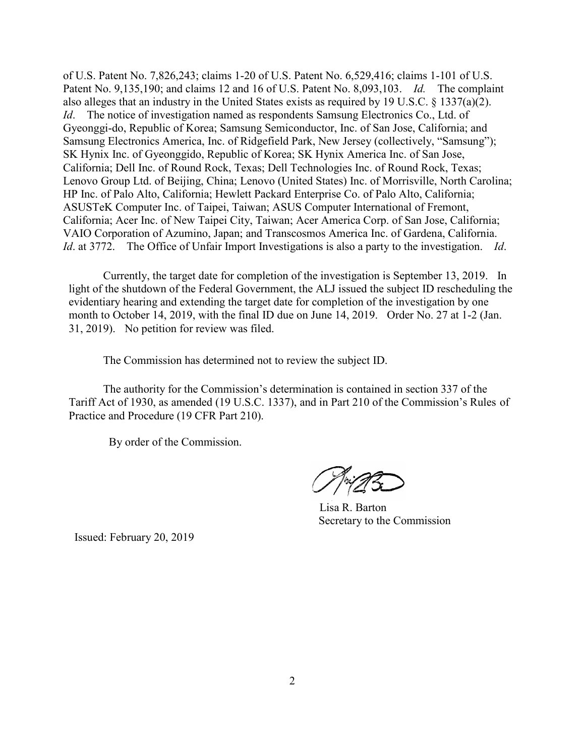of U.S. Patent No. 7,826,243; claims 1-20 of U.S. Patent No. 6,529,416; claims 1-101 of U.S. Patent No. 9,135,190; and claims 12 and 16 of U.S. Patent No. 8,093,103. *Id.* The complaint also alleges that an industry in the United States exists as required by 19 U.S.C. § 1337(a)(2). *Id*. The notice of investigation named as respondents Samsung Electronics Co., Ltd. of Gyeonggi-do, Republic of Korea; Samsung Semiconductor, Inc. of San Jose, California; and Samsung Electronics America, Inc. of Ridgefield Park, New Jersey (collectively, "Samsung"); SK Hynix Inc. of Gyeonggido, Republic of Korea; SK Hynix America Inc. of San Jose, California; Dell Inc. of Round Rock, Texas; Dell Technologies Inc. of Round Rock, Texas; Lenovo Group Ltd. of Beijing, China; Lenovo (United States) Inc. of Morrisville, North Carolina; HP Inc. of Palo Alto, California; Hewlett Packard Enterprise Co. of Palo Alto, California; ASUSTeK Computer Inc. of Taipei, Taiwan; ASUS Computer International of Fremont, California; Acer Inc. of New Taipei City, Taiwan; Acer America Corp. of San Jose, California; VAIO Corporation of Azumino, Japan; and Transcosmos America Inc. of Gardena, California. *Id*. at 3772. The Office of Unfair Import Investigations is also a party to the investigation. *Id*.

Currently, the target date for completion of the investigation is September 13, 2019. In light of the shutdown of the Federal Government, the ALJ issued the subject ID rescheduling the evidentiary hearing and extending the target date for completion of the investigation by one month to October 14, 2019, with the final ID due on June 14, 2019. Order No. 27 at 1-2 (Jan. 31, 2019). No petition for review was filed.

The Commission has determined not to review the subject ID.

The authority for the Commission's determination is contained in section 337 of the Tariff Act of 1930, as amended (19 U.S.C. 1337), and in Part 210 of the Commission's Rules of Practice and Procedure (19 CFR Part 210).

By order of the Commission.

Lisa R. Barton
Secretary to the Commission

Issued: February 20, 2019